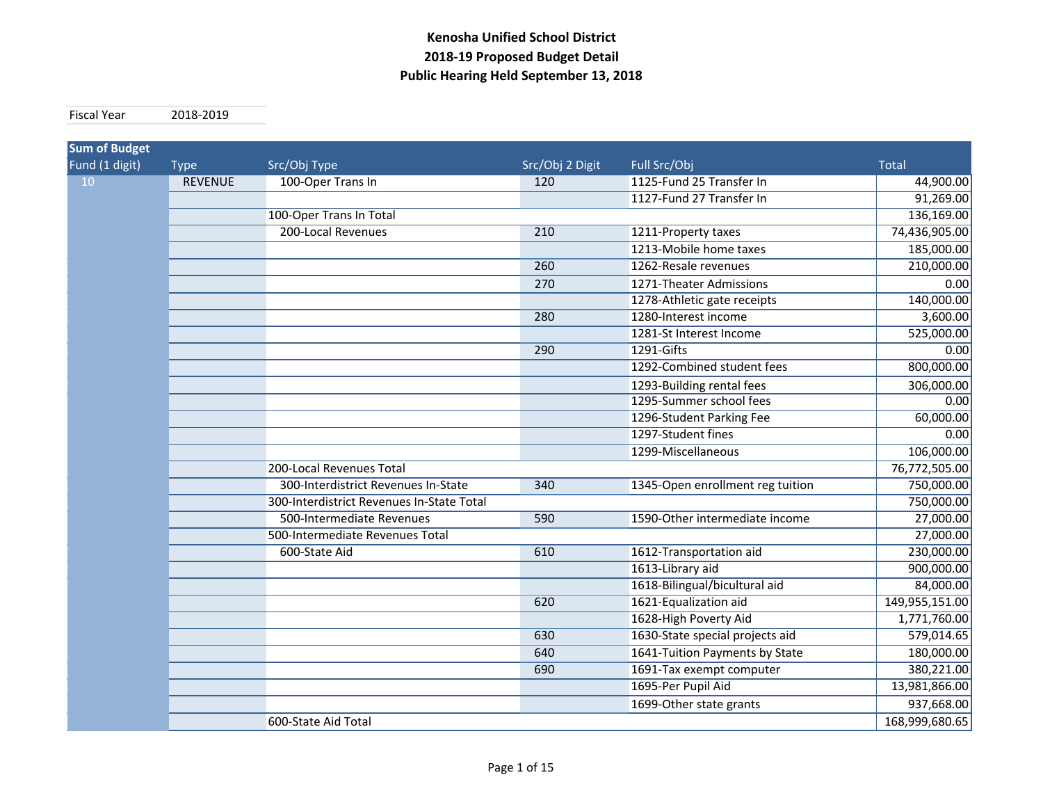**Kenosha Unified School District**
**2018-19 Proposed Budget Detail**
**Public Hearing Held September 13, 2018**

| Fiscal Year | 2018-2019 |
|---|---|

| Sum of Budget | | | | | |
|---|---|---|---|---|---|
| Fund (1 digit) | Type | Src/Obj Type | Src/Obj 2 Digit | Full Src/Obj | Total |
| 10 | REVENUE | 100-Oper Trans In | 120 | 1125-Fund 25 Transfer In | 44,900.00 |
| | | | | 1127-Fund 27 Transfer In | 91,269.00 |
| | | 100-Oper Trans In Total | | | 136,169.00 |
| | | 200-Local Revenues | 210 | 1211-Property taxes | 74,436,905.00 |
| | | | | 1213-Mobile home taxes | 185,000.00 |
| | | | 260 | 1262-Resale revenues | 210,000.00 |
| | | | 270 | 1271-Theater Admissions | 0.00 |
| | | | | 1278-Athletic gate receipts | 140,000.00 |
| | | | 280 | 1280-Interest income | 3,600.00 |
| | | | | 1281-St Interest Income | 525,000.00 |
| | | | 290 | 1291-Gifts | 0.00 |
| | | | | 1292-Combined student fees | 800,000.00 |
| | | | | 1293-Building rental fees | 306,000.00 |
| | | | | 1295-Summer school fees | 0.00 |
| | | | | 1296-Student Parking Fee | 60,000.00 |
| | | | | 1297-Student fines | 0.00 |
| | | | | 1299-Miscellaneous | 106,000.00 |
| | | 200-Local Revenues Total | | | 76,772,505.00 |
| | | 300-Interdistrict Revenues In-State | 340 | 1345-Open enrollment reg tuition | 750,000.00 |
| | | 300-Interdistrict Revenues In-State Total | | | 750,000.00 |
| | | 500-Intermediate Revenues | 590 | 1590-Other intermediate income | 27,000.00 |
| | | 500-Intermediate Revenues Total | | | 27,000.00 |
| | | 600-State Aid | 610 | 1612-Transportation aid | 230,000.00 |
| | | | | 1613-Library aid | 900,000.00 |
| | | | | 1618-Bilingual/bicultural aid | 84,000.00 |
| | | | 620 | 1621-Equalization aid | 149,955,151.00 |
| | | | | 1628-High Poverty Aid | 1,771,760.00 |
| | | | 630 | 1630-State special projects aid | 579,014.65 |
| | | | 640 | 1641-Tuition Payments by State | 180,000.00 |
| | | | 690 | 1691-Tax exempt computer | 380,221.00 |
| | | | | 1695-Per Pupil Aid | 13,981,866.00 |
| | | | | 1699-Other state grants | 937,668.00 |
| | | 600-State Aid Total | | | 168,999,680.65 |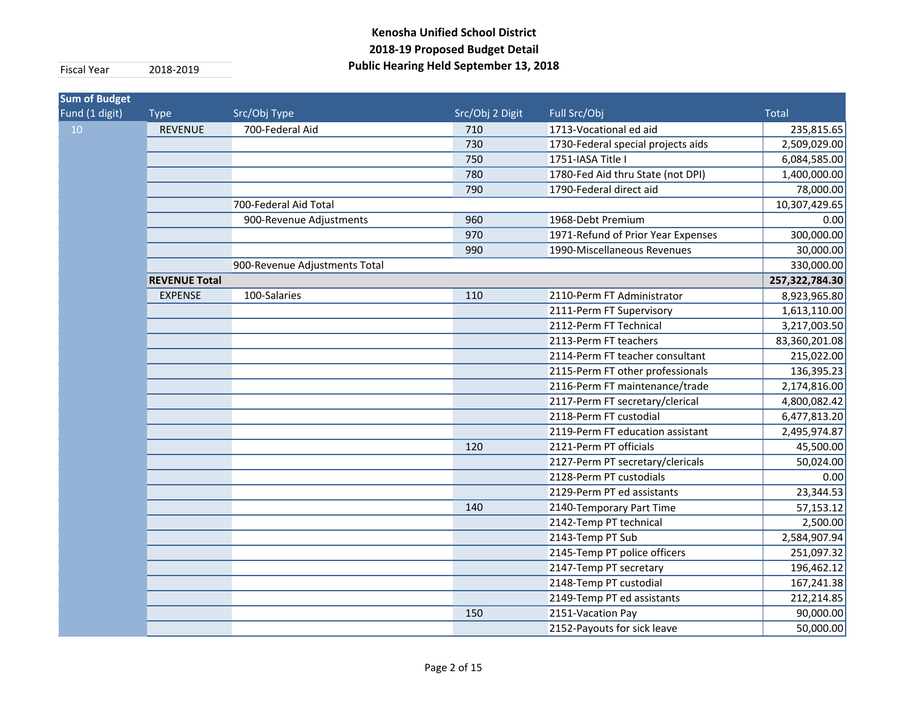**Kenosha Unified School District**
**2018-19 Proposed Budget Detail**
**Public Hearing Held September 13, 2018**

| Fiscal Year | 2018-2019 |
|---|---|

| Sum of Budget | | | | | |
|---|---|---|---|---|---|
| **Fund (1 digit)** | **Type** | **Src/Obj Type** | **Src/Obj 2 Digit** | **Full Src/Obj** | **Total** |
| 10 | REVENUE | 700-Federal Aid | 710 | 1713-Vocational ed aid | 235,815.65 |
| | | | 730 | 1730-Federal special projects aids | 2,509,029.00 |
| | | | 750 | 1751-IASA Title I | 6,084,585.00 |
| | | | 780 | 1780-Fed Aid thru State (not DPI) | 1,400,000.00 |
| | | | 790 | 1790-Federal direct aid | 78,000.00 |
| | | 700-Federal Aid Total | | | 10,307,429.65 |
| | | 900-Revenue Adjustments | 960 | 1968-Debt Premium | 0.00 |
| | | | 970 | 1971-Refund of Prior Year Expenses | 300,000.00 |
| | | | 990 | 1990-Miscellaneous Revenues | 30,000.00 |
| | | 900-Revenue Adjustments Total | | | 330,000.00 |
| | **REVENUE Total** | | | | **257,322,784.30** |
| | EXPENSE | 100-Salaries | 110 | 2110-Perm FT Administrator | 8,923,965.80 |
| | | | | 2111-Perm FT Supervisory | 1,613,110.00 |
| | | | | 2112-Perm FT Technical | 3,217,003.50 |
| | | | | 2113-Perm FT teachers | 83,360,201.08 |
| | | | | 2114-Perm FT teacher consultant | 215,022.00 |
| | | | | 2115-Perm FT other professionals | 136,395.23 |
| | | | | 2116-Perm FT maintenance/trade | 2,174,816.00 |
| | | | | 2117-Perm FT secretary/clerical | 4,800,082.42 |
| | | | | 2118-Perm FT custodial | 6,477,813.20 |
| | | | | 2119-Perm FT education assistant | 2,495,974.87 |
| | | | 120 | 2121-Perm PT officials | 45,500.00 |
| | | | | 2127-Perm PT secretary/clericals | 50,024.00 |
| | | | | 2128-Perm PT custodials | 0.00 |
| | | | | 2129-Perm PT ed assistants | 23,344.53 |
| | | | 140 | 2140-Temporary Part Time | 57,153.12 |
| | | | | 2142-Temp PT technical | 2,500.00 |
| | | | | 2143-Temp PT Sub | 2,584,907.94 |
| | | | | 2145-Temp PT police officers | 251,097.32 |
| | | | | 2147-Temp PT secretary | 196,462.12 |
| | | | | 2148-Temp PT custodial | 167,241.38 |
| | | | | 2149-Temp PT ed assistants | 212,214.85 |
| | | | 150 | 2151-Vacation Pay | 90,000.00 |
| | | | | 2152-Payouts for sick leave | 50,000.00 |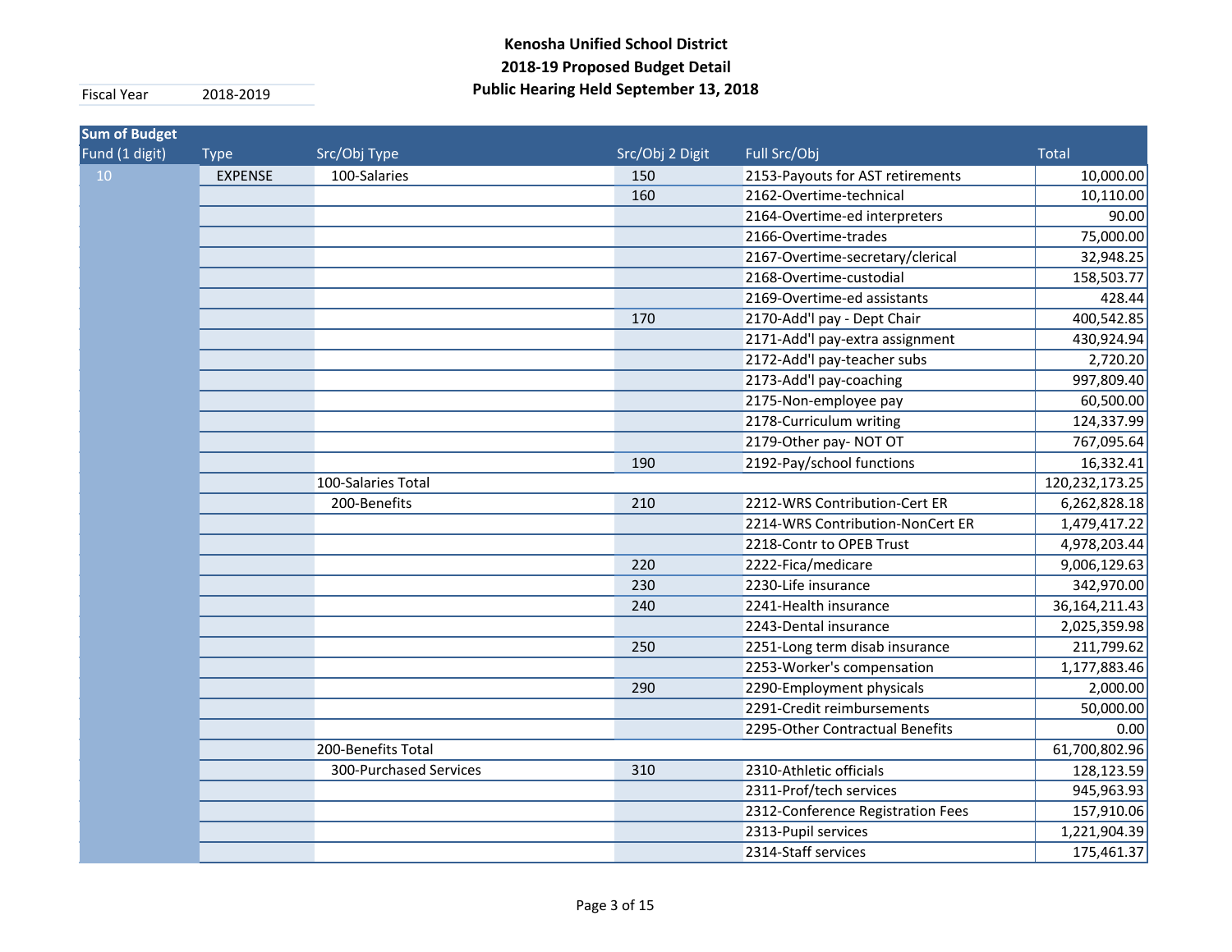# Kenosha Unified School District
## 2018-19 Proposed Budget Detail
## Public Hearing Held September 13, 2018

| Fiscal Year | 2018-2019 |
|---|---|

| Sum of Budget Fund (1 digit) | Type | Src/Obj Type | Src/Obj 2 Digit | Full Src/Obj | Total |
|---|---|---|---|---|---|
| 10 | EXPENSE | 100-Salaries | 150 | 2153-Payouts for AST retirements | 10,000.00 |
| | | | 160 | 2162-Overtime-technical | 10,110.00 |
| | | | | 2164-Overtime-ed interpreters | 90.00 |
| | | | | 2166-Overtime-trades | 75,000.00 |
| | | | | 2167-Overtime-secretary/clerical | 32,948.25 |
| | | | | 2168-Overtime-custodial | 158,503.77 |
| | | | | 2169-Overtime-ed assistants | 428.44 |
| | | | 170 | 2170-Add'l pay - Dept Chair | 400,542.85 |
| | | | | 2171-Add'l pay-extra assignment | 430,924.94 |
| | | | | 2172-Add'l pay-teacher subs | 2,720.20 |
| | | | | 2173-Add'l pay-coaching | 997,809.40 |
| | | | | 2175-Non-employee pay | 60,500.00 |
| | | | | 2178-Curriculum writing | 124,337.99 |
| | | | | 2179-Other pay- NOT OT | 767,095.64 |
| | | | 190 | 2192-Pay/school functions | 16,332.41 |
| | | 100-Salaries Total | | | 120,232,173.25 |
| | | 200-Benefits | 210 | 2212-WRS Contribution-Cert ER | 6,262,828.18 |
| | | | | 2214-WRS Contribution-NonCert ER | 1,479,417.22 |
| | | | | 2218-Contr to OPEB Trust | 4,978,203.44 |
| | | | 220 | 2222-Fica/medicare | 9,006,129.63 |
| | | | 230 | 2230-Life insurance | 342,970.00 |
| | | | 240 | 2241-Health insurance | 36,164,211.43 |
| | | | | 2243-Dental insurance | 2,025,359.98 |
| | | | 250 | 2251-Long term disab insurance | 211,799.62 |
| | | | | 2253-Worker's compensation | 1,177,883.46 |
| | | | 290 | 2290-Employment physicals | 2,000.00 |
| | | | | 2291-Credit reimbursements | 50,000.00 |
| | | | | 2295-Other Contractual Benefits | 0.00 |
| | | 200-Benefits Total | | | 61,700,802.96 |
| | | 300-Purchased Services | 310 | 2310-Athletic officials | 128,123.59 |
| | | | | 2311-Prof/tech services | 945,963.93 |
| | | | | 2312-Conference Registration Fees | 157,910.06 |
| | | | | 2313-Pupil services | 1,221,904.39 |
| | | | | 2314-Staff services | 175,461.37 |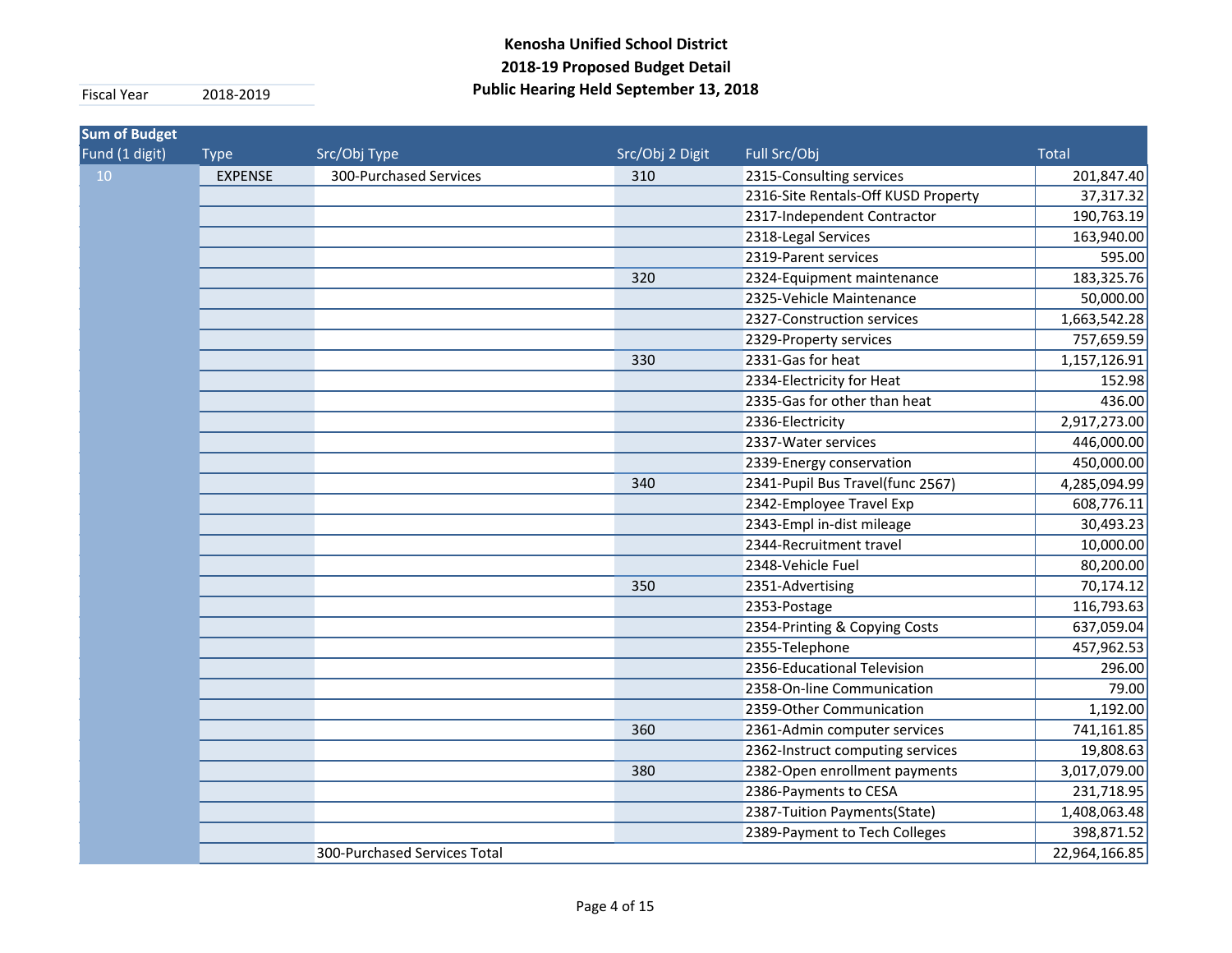# Kenosha Unified School District
## 2018-19 Proposed Budget Detail
## Public Hearing Held September 13, 2018

| Fiscal Year | 2018-2019 |
|---|---|

| Sum of Budget | | | | | |
|---|---|---|---|---|---|
| Fund (1 digit) | Type | Src/Obj Type | Src/Obj 2 Digit | Full Src/Obj | Total |
| 10 | EXPENSE | 300-Purchased Services | 310 | 2315-Consulting services | 201,847.40 |
| | | | | 2316-Site Rentals-Off KUSD Property | 37,317.32 |
| | | | | 2317-Independent Contractor | 190,763.19 |
| | | | | 2318-Legal Services | 163,940.00 |
| | | | | 2319-Parent services | 595.00 |
| | | | 320 | 2324-Equipment maintenance | 183,325.76 |
| | | | | 2325-Vehicle Maintenance | 50,000.00 |
| | | | | 2327-Construction services | 1,663,542.28 |
| | | | | 2329-Property services | 757,659.59 |
| | | | 330 | 2331-Gas for heat | 1,157,126.91 |
| | | | | 2334-Electricity for Heat | 152.98 |
| | | | | 2335-Gas for other than heat | 436.00 |
| | | | | 2336-Electricity | 2,917,273.00 |
| | | | | 2337-Water services | 446,000.00 |
| | | | | 2339-Energy conservation | 450,000.00 |
| | | | 340 | 2341-Pupil Bus Travel(func 2567) | 4,285,094.99 |
| | | | | 2342-Employee Travel Exp | 608,776.11 |
| | | | | 2343-Empl in-dist mileage | 30,493.23 |
| | | | | 2344-Recruitment travel | 10,000.00 |
| | | | | 2348-Vehicle Fuel | 80,200.00 |
| | | | 350 | 2351-Advertising | 70,174.12 |
| | | | | 2353-Postage | 116,793.63 |
| | | | | 2354-Printing & Copying Costs | 637,059.04 |
| | | | | 2355-Telephone | 457,962.53 |
| | | | | 2356-Educational Television | 296.00 |
| | | | | 2358-On-line Communication | 79.00 |
| | | | | 2359-Other Communication | 1,192.00 |
| | | | 360 | 2361-Admin computer services | 741,161.85 |
| | | | | 2362-Instruct computing services | 19,808.63 |
| | | | 380 | 2382-Open enrollment payments | 3,017,079.00 |
| | | | | 2386-Payments to CESA | 231,718.95 |
| | | | | 2387-Tuition Payments(State) | 1,408,063.48 |
| | | | | 2389-Payment to Tech Colleges | 398,871.52 |
| | | 300-Purchased Services Total | | | 22,964,166.85 |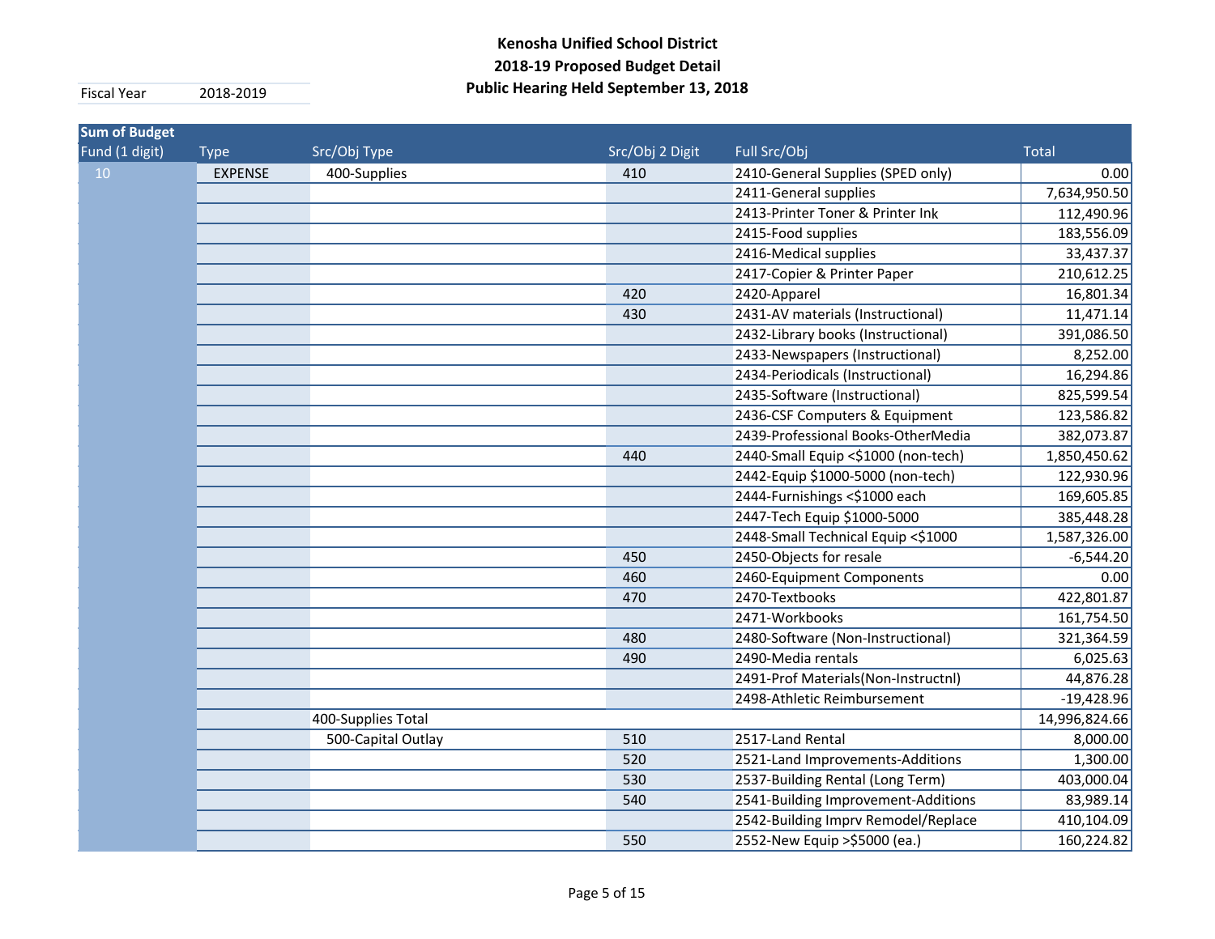**Kenosha Unified School District**
**2018-19 Proposed Budget Detail**
**Public Hearing Held September 13, 2018**

| Fiscal Year | 2018-2019 |
|---|---|

| Sum of Budget | | | | | |
|---|---|---|---|---|---|
| Fund (1 digit) | Type | Src/Obj Type | Src/Obj 2 Digit | Full Src/Obj | Total |
| 10 | EXPENSE | 400-Supplies | 410 | 2410-General Supplies (SPED only) | 0.00 |
| | | | | 2411-General supplies | 7,634,950.50 |
| | | | | 2413-Printer Toner & Printer Ink | 112,490.96 |
| | | | | 2415-Food supplies | 183,556.09 |
| | | | | 2416-Medical supplies | 33,437.37 |
| | | | | 2417-Copier & Printer Paper | 210,612.25 |
| | | | 420 | 2420-Apparel | 16,801.34 |
| | | | 430 | 2431-AV materials (Instructional) | 11,471.14 |
| | | | | 2432-Library books (Instructional) | 391,086.50 |
| | | | | 2433-Newspapers (Instructional) | 8,252.00 |
| | | | | 2434-Periodicals (Instructional) | 16,294.86 |
| | | | | 2435-Software (Instructional) | 825,599.54 |
| | | | | 2436-CSF Computers & Equipment | 123,586.82 |
| | | | | 2439-Professional Books-OtherMedia | 382,073.87 |
| | | | 440 | 2440-Small Equip <$1000 (non-tech) | 1,850,450.62 |
| | | | | 2442-Equip $1000-5000 (non-tech) | 122,930.96 |
| | | | | 2444-Furnishings <$1000 each | 169,605.85 |
| | | | | 2447-Tech Equip $1000-5000 | 385,448.28 |
| | | | | 2448-Small Technical Equip <$1000 | 1,587,326.00 |
| | | | 450 | 2450-Objects for resale | -6,544.20 |
| | | | 460 | 2460-Equipment Components | 0.00 |
| | | | 470 | 2470-Textbooks | 422,801.87 |
| | | | | 2471-Workbooks | 161,754.50 |
| | | | 480 | 2480-Software (Non-Instructional) | 321,364.59 |
| | | | 490 | 2490-Media rentals | 6,025.63 |
| | | | | 2491-Prof Materials(Non-Instructnl) | 44,876.28 |
| | | | | 2498-Athletic Reimbursement | -19,428.96 |
| | | 400-Supplies Total | | | 14,996,824.66 |
| | | 500-Capital Outlay | 510 | 2517-Land Rental | 8,000.00 |
| | | | 520 | 2521-Land Improvements-Additions | 1,300.00 |
| | | | 530 | 2537-Building Rental (Long Term) | 403,000.04 |
| | | | 540 | 2541-Building Improvement-Additions | 83,989.14 |
| | | | | 2542-Building Imprv Remodel/Replace | 410,104.09 |
| | | | 550 | 2552-New Equip >$5000 (ea.) | 160,224.82 |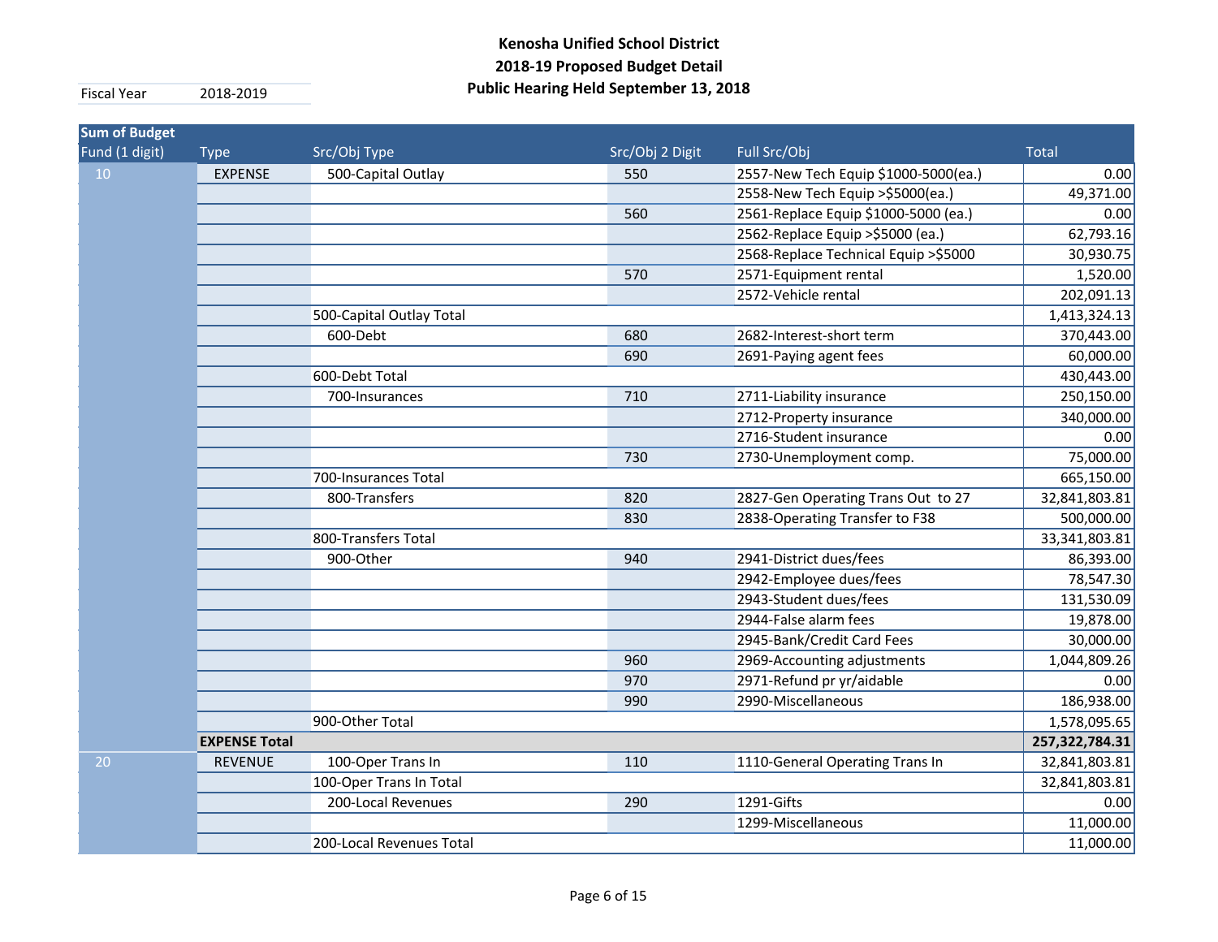**Kenosha Unified School District**
**2018-19 Proposed Budget Detail**
**Public Hearing Held September 13, 2018**

| Fiscal Year | 2018-2019 |
|---|---|

| Sum of Budget | | | | | |
|---|---|---|---|---|---|
| Fund (1 digit) | Type | Src/Obj Type | Src/Obj 2 Digit | Full Src/Obj | Total |
| 10 | EXPENSE | 500-Capital Outlay | 550 | 2557-New Tech Equip $1000-5000(ea.) | 0.00 |
| | | | | 2558-New Tech Equip >$5000(ea.) | 49,371.00 |
| | | | 560 | 2561-Replace Equip $1000-5000 (ea.) | 0.00 |
| | | | | 2562-Replace Equip >$5000 (ea.) | 62,793.16 |
| | | | | 2568-Replace Technical Equip >$5000 | 30,930.75 |
| | | | 570 | 2571-Equipment rental | 1,520.00 |
| | | | | 2572-Vehicle rental | 202,091.13 |
| | | 500-Capital Outlay Total | | | 1,413,324.13 |
| | | 600-Debt | 680 | 2682-Interest-short term | 370,443.00 |
| | | | 690 | 2691-Paying agent fees | 60,000.00 |
| | | 600-Debt Total | | | 430,443.00 |
| | | 700-Insurances | 710 | 2711-Liability insurance | 250,150.00 |
| | | | | 2712-Property insurance | 340,000.00 |
| | | | | 2716-Student insurance | 0.00 |
| | | | 730 | 2730-Unemployment comp. | 75,000.00 |
| | | 700-Insurances Total | | | 665,150.00 |
| | | 800-Transfers | 820 | 2827-Gen Operating Trans Out to 27 | 32,841,803.81 |
| | | | 830 | 2838-Operating Transfer to F38 | 500,000.00 |
| | | 800-Transfers Total | | | 33,341,803.81 |
| | | 900-Other | 940 | 2941-District dues/fees | 86,393.00 |
| | | | | 2942-Employee dues/fees | 78,547.30 |
| | | | | 2943-Student dues/fees | 131,530.09 |
| | | | | 2944-False alarm fees | 19,878.00 |
| | | | | 2945-Bank/Credit Card Fees | 30,000.00 |
| | | | 960 | 2969-Accounting adjustments | 1,044,809.26 |
| | | | 970 | 2971-Refund pr yr/aidable | 0.00 |
| | | | 990 | 2990-Miscellaneous | 186,938.00 |
| | | 900-Other Total | | | 1,578,095.65 |
| | **EXPENSE Total** | | | | **257,322,784.31** |
| 20 | REVENUE | 100-Oper Trans In | 110 | 1110-General Operating Trans In | 32,841,803.81 |
| | | 100-Oper Trans In Total | | | 32,841,803.81 |
| | | 200-Local Revenues | 290 | 1291-Gifts | 0.00 |
| | | | | 1299-Miscellaneous | 11,000.00 |
| | | 200-Local Revenues Total | | | 11,000.00 |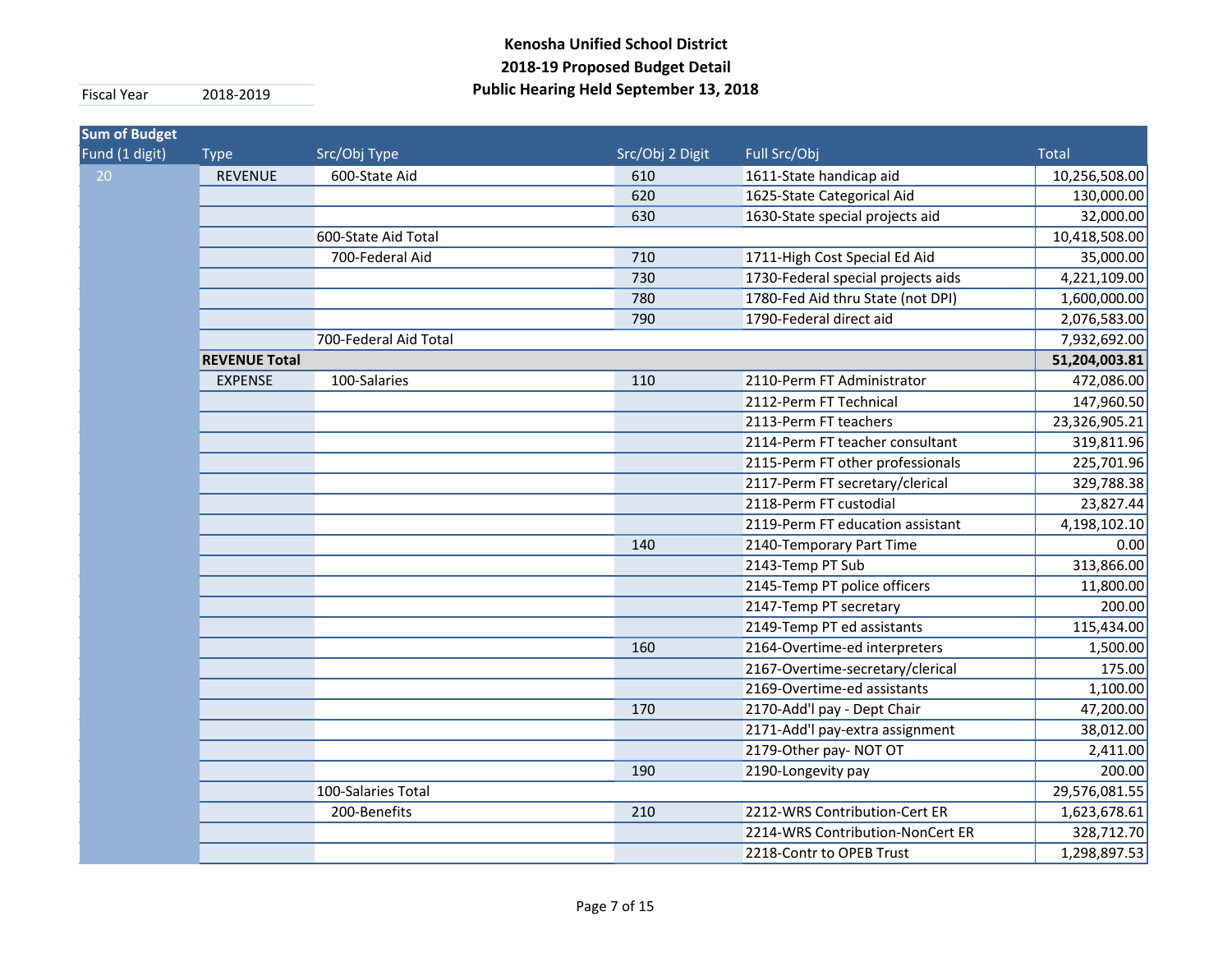**Kenosha Unified School District**
**2018-19 Proposed Budget Detail**
**Public Hearing Held September 13, 2018**

Fiscal Year 2018-2019

| Sum of Budget | | | | | |
|---|---|---|---|---|---|
| Fund (1 digit) | Type | Src/Obj Type | Src/Obj 2 Digit | Full Src/Obj | Total |
| 20 | REVENUE | 600-State Aid | 610 | 1611-State handicap aid | 10,256,508.00 |
| | | | 620 | 1625-State Categorical Aid | 130,000.00 |
| | | | 630 | 1630-State special projects aid | 32,000.00 |
| | | 600-State Aid Total | | | 10,418,508.00 |
| | | 700-Federal Aid | 710 | 1711-High Cost Special Ed Aid | 35,000.00 |
| | | | 730 | 1730-Federal special projects aids | 4,221,109.00 |
| | | | 780 | 1780-Fed Aid thru State (not DPI) | 1,600,000.00 |
| | | | 790 | 1790-Federal direct aid | 2,076,583.00 |
| | | 700-Federal Aid Total | | | 7,932,692.00 |
| | **REVENUE Total** | | | | **51,204,003.81** |
| | EXPENSE | 100-Salaries | 110 | 2110-Perm FT Administrator | 472,086.00 |
| | | | | 2112-Perm FT Technical | 147,960.50 |
| | | | | 2113-Perm FT teachers | 23,326,905.21 |
| | | | | 2114-Perm FT teacher consultant | 319,811.96 |
| | | | | 2115-Perm FT other professionals | 225,701.96 |
| | | | | 2117-Perm FT secretary/clerical | 329,788.38 |
| | | | | 2118-Perm FT custodial | 23,827.44 |
| | | | | 2119-Perm FT education assistant | 4,198,102.10 |
| | | | 140 | 2140-Temporary Part Time | 0.00 |
| | | | | 2143-Temp PT Sub | 313,866.00 |
| | | | | 2145-Temp PT police officers | 11,800.00 |
| | | | | 2147-Temp PT secretary | 200.00 |
| | | | | 2149-Temp PT ed assistants | 115,434.00 |
| | | | 160 | 2164-Overtime-ed interpreters | 1,500.00 |
| | | | | 2167-Overtime-secretary/clerical | 175.00 |
| | | | | 2169-Overtime-ed assistants | 1,100.00 |
| | | | 170 | 2170-Add'l pay - Dept Chair | 47,200.00 |
| | | | | 2171-Add'l pay-extra assignment | 38,012.00 |
| | | | | 2179-Other pay- NOT OT | 2,411.00 |
| | | | 190 | 2190-Longevity pay | 200.00 |
| | | 100-Salaries Total | | | 29,576,081.55 |
| | | 200-Benefits | 210 | 2212-WRS Contribution-Cert ER | 1,623,678.61 |
| | | | | 2214-WRS Contribution-NonCert ER | 328,712.70 |
| | | | | 2218-Contr to OPEB Trust | 1,298,897.53 |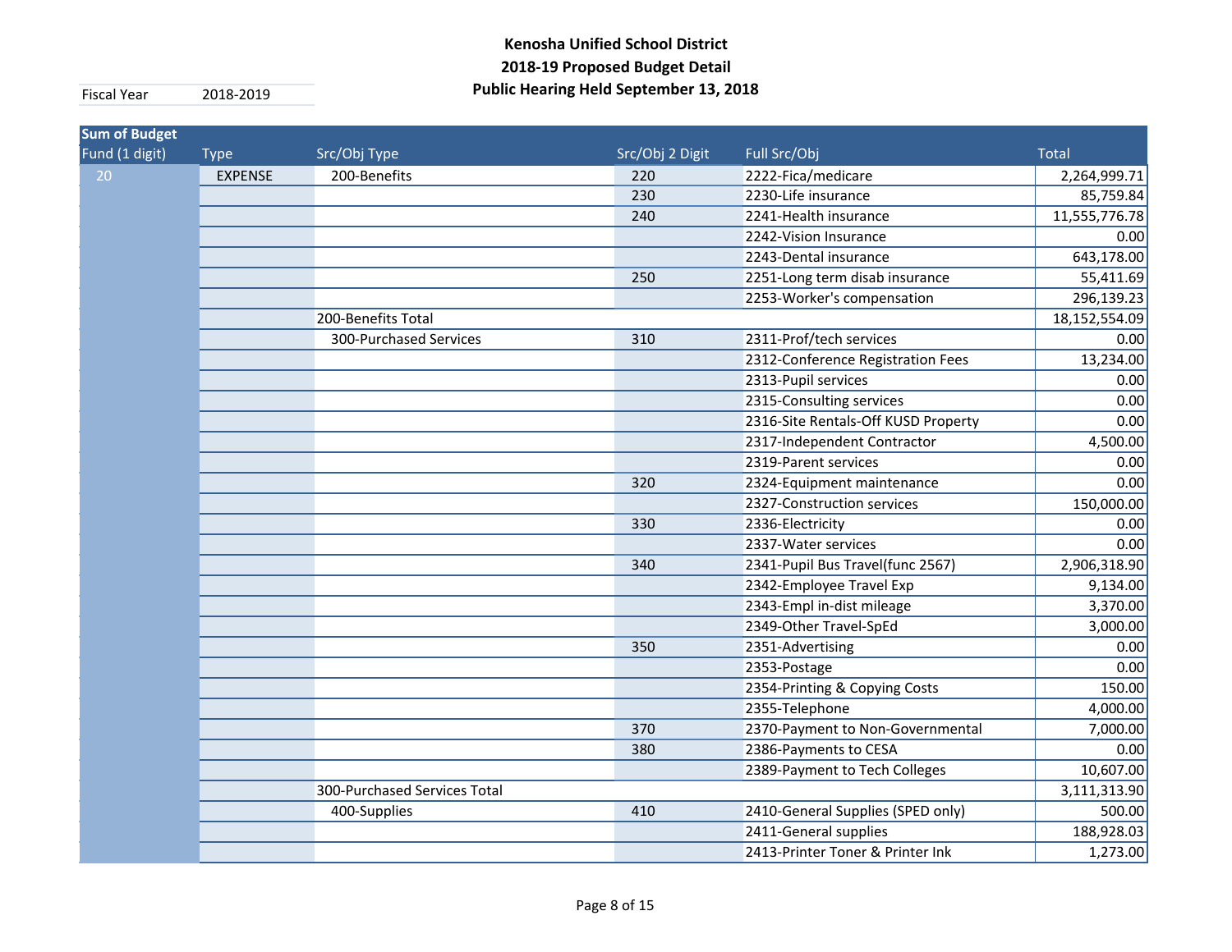# Kenosha Unified School District
## 2018-19 Proposed Budget Detail
## Public Hearing Held September 13, 2018

| Fiscal Year | 2018-2019 |
|---|---|

| Sum of Budget | | | | | |
|---|---|---|---|---|---|
| Fund (1 digit) | Type | Src/Obj Type | Src/Obj 2 Digit | Full Src/Obj | Total |
| 20 | EXPENSE | 200-Benefits | 220 | 2222-Fica/medicare | 2,264,999.71 |
| | | | 230 | 2230-Life insurance | 85,759.84 |
| | | | 240 | 2241-Health insurance | 11,555,776.78 |
| | | | | 2242-Vision Insurance | 0.00 |
| | | | | 2243-Dental insurance | 643,178.00 |
| | | | 250 | 2251-Long term disab insurance | 55,411.69 |
| | | | | 2253-Worker's compensation | 296,139.23 |
| | | 200-Benefits Total | | | 18,152,554.09 |
| | | 300-Purchased Services | 310 | 2311-Prof/tech services | 0.00 |
| | | | | 2312-Conference Registration Fees | 13,234.00 |
| | | | | 2313-Pupil services | 0.00 |
| | | | | 2315-Consulting services | 0.00 |
| | | | | 2316-Site Rentals-Off KUSD Property | 0.00 |
| | | | | 2317-Independent Contractor | 4,500.00 |
| | | | | 2319-Parent services | 0.00 |
| | | | 320 | 2324-Equipment maintenance | 0.00 |
| | | | | 2327-Construction services | 150,000.00 |
| | | | 330 | 2336-Electricity | 0.00 |
| | | | | 2337-Water services | 0.00 |
| | | | 340 | 2341-Pupil Bus Travel(func 2567) | 2,906,318.90 |
| | | | | 2342-Employee Travel Exp | 9,134.00 |
| | | | | 2343-Empl in-dist mileage | 3,370.00 |
| | | | | 2349-Other Travel-SpEd | 3,000.00 |
| | | | 350 | 2351-Advertising | 0.00 |
| | | | | 2353-Postage | 0.00 |
| | | | | 2354-Printing & Copying Costs | 150.00 |
| | | | | 2355-Telephone | 4,000.00 |
| | | | 370 | 2370-Payment to Non-Governmental | 7,000.00 |
| | | | 380 | 2386-Payments to CESA | 0.00 |
| | | | | 2389-Payment to Tech Colleges | 10,607.00 |
| | | 300-Purchased Services Total | | | 3,111,313.90 |
| | | 400-Supplies | 410 | 2410-General Supplies (SPED only) | 500.00 |
| | | | | 2411-General supplies | 188,928.03 |
| | | | | 2413-Printer Toner & Printer Ink | 1,273.00 |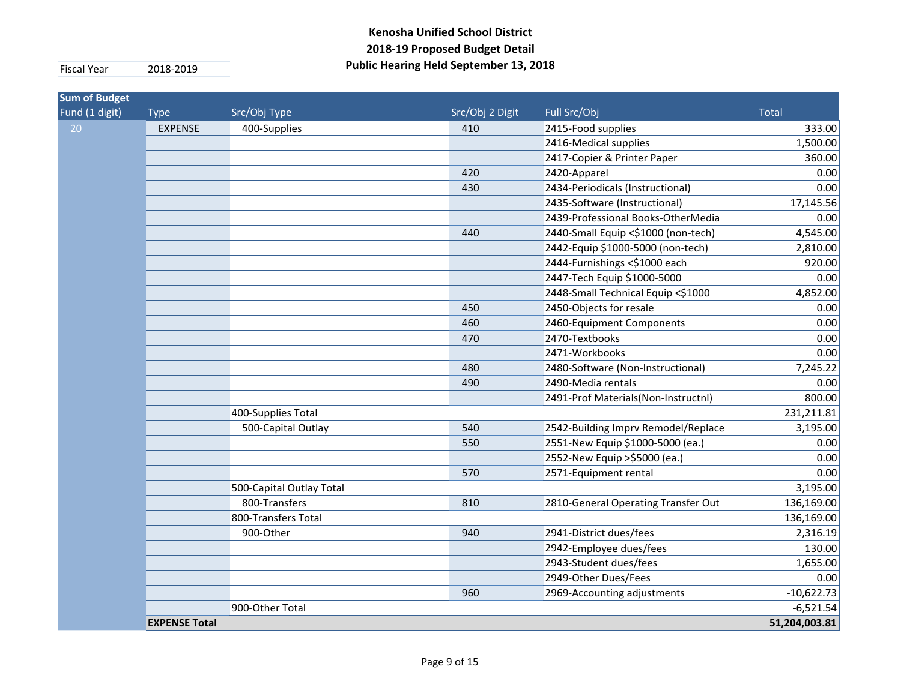**Kenosha Unified School District**
**2018-19 Proposed Budget Detail**
**Public Hearing Held September 13, 2018**

| Fiscal Year | 2018-2019 |
|---|---|

| Sum of Budget | | | | | |
|---|---|---|---|---|---|
| Fund (1 digit) | Type | Src/Obj Type | Src/Obj 2 Digit | Full Src/Obj | Total |
| 20 | EXPENSE | 400-Supplies | 410 | 2415-Food supplies | 333.00 |
| | | | | 2416-Medical supplies | 1,500.00 |
| | | | | 2417-Copier & Printer Paper | 360.00 |
| | | | 420 | 2420-Apparel | 0.00 |
| | | | 430 | 2434-Periodicals (Instructional) | 0.00 |
| | | | | 2435-Software (Instructional) | 17,145.56 |
| | | | | 2439-Professional Books-OtherMedia | 0.00 |
| | | | 440 | 2440-Small Equip <$1000 (non-tech) | 4,545.00 |
| | | | | 2442-Equip $1000-5000 (non-tech) | 2,810.00 |
| | | | | 2444-Furnishings <$1000 each | 920.00 |
| | | | | 2447-Tech Equip $1000-5000 | 0.00 |
| | | | | 2448-Small Technical Equip <$1000 | 4,852.00 |
| | | | 450 | 2450-Objects for resale | 0.00 |
| | | | 460 | 2460-Equipment Components | 0.00 |
| | | | 470 | 2470-Textbooks | 0.00 |
| | | | | 2471-Workbooks | 0.00 |
| | | | 480 | 2480-Software (Non-Instructional) | 7,245.22 |
| | | | 490 | 2490-Media rentals | 0.00 |
| | | | | 2491-Prof Materials(Non-Instructnl) | 800.00 |
| | | 400-Supplies Total | | | 231,211.81 |
| | | 500-Capital Outlay | 540 | 2542-Building Imprv Remodel/Replace | 3,195.00 |
| | | | 550 | 2551-New Equip $1000-5000 (ea.) | 0.00 |
| | | | | 2552-New Equip >$5000 (ea.) | 0.00 |
| | | | 570 | 2571-Equipment rental | 0.00 |
| | | 500-Capital Outlay Total | | | 3,195.00 |
| | | 800-Transfers | 810 | 2810-General Operating Transfer Out | 136,169.00 |
| | | 800-Transfers Total | | | 136,169.00 |
| | | 900-Other | 940 | 2941-District dues/fees | 2,316.19 |
| | | | | 2942-Employee dues/fees | 130.00 |
| | | | | 2943-Student dues/fees | 1,655.00 |
| | | | | 2949-Other Dues/Fees | 0.00 |
| | | | 960 | 2969-Accounting adjustments | -10,622.73 |
| | | 900-Other Total | | | -6,521.54 |
| | **EXPENSE Total** | | | | **51,204,003.81** |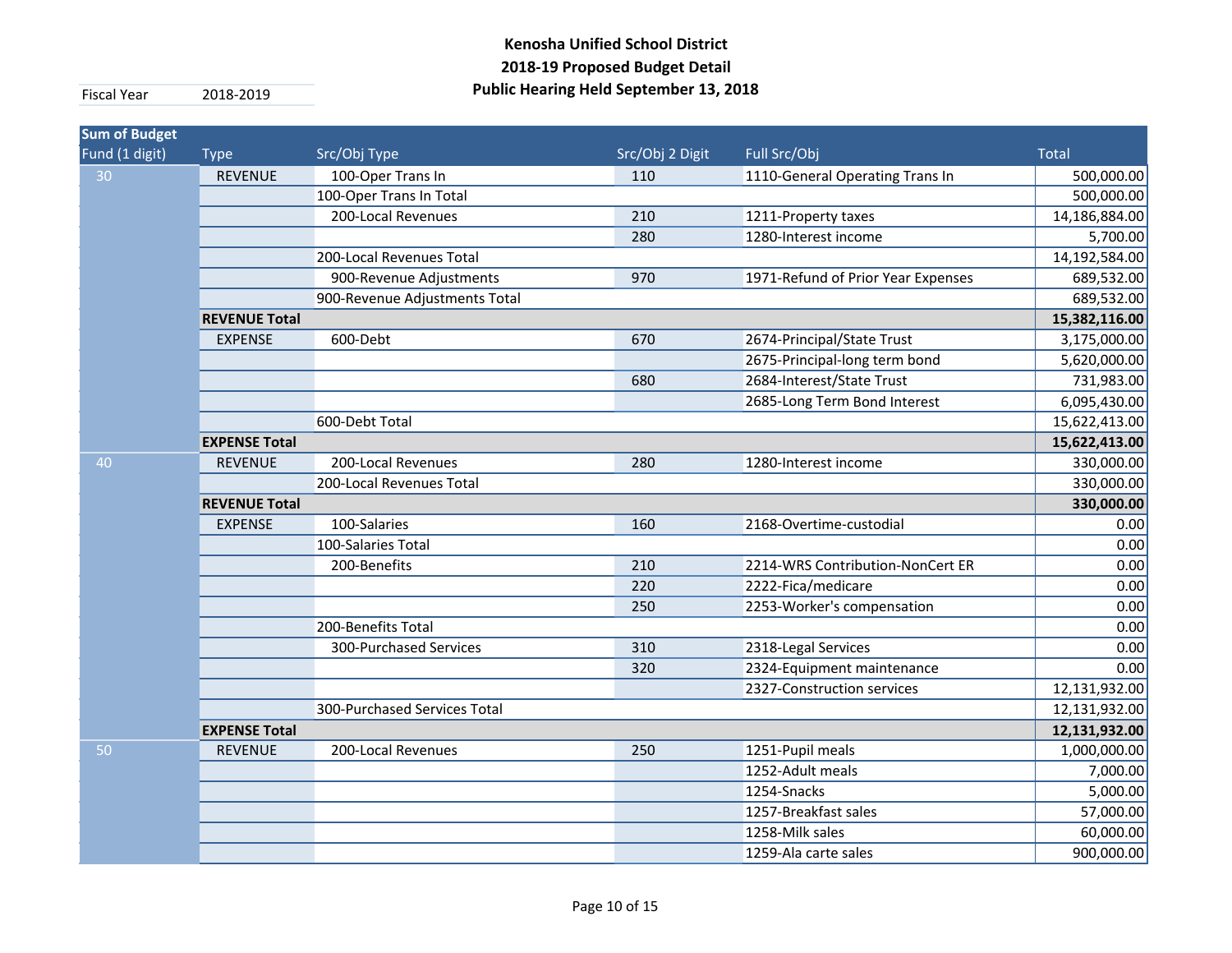**Kenosha Unified School District**
**2018-19 Proposed Budget Detail**
**Public Hearing Held September 13, 2018**

Fiscal Year 2018-2019

| Sum of Budget | | | | | |
|---|---|---|---|---|---|
| Fund (1 digit) | Type | Src/Obj Type | Src/Obj 2 Digit | Full Src/Obj | Total |
| 30 | REVENUE | 100-Oper Trans In | 110 | 1110-General Operating Trans In | 500,000.00 |
| | | 100-Oper Trans In Total | | | 500,000.00 |
| | | 200-Local Revenues | 210 | 1211-Property taxes | 14,186,884.00 |
| | | | 280 | 1280-Interest income | 5,700.00 |
| | | 200-Local Revenues Total | | | 14,192,584.00 |
| | | 900-Revenue Adjustments | 970 | 1971-Refund of Prior Year Expenses | 689,532.00 |
| | | 900-Revenue Adjustments Total | | | 689,532.00 |
| | **REVENUE Total** | | | | **15,382,116.00** |
| | EXPENSE | 600-Debt | 670 | 2674-Principal/State Trust | 3,175,000.00 |
| | | | | 2675-Principal-long term bond | 5,620,000.00 |
| | | | 680 | 2684-Interest/State Trust | 731,983.00 |
| | | | | 2685-Long Term Bond Interest | 6,095,430.00 |
| | | 600-Debt Total | | | 15,622,413.00 |
| | **EXPENSE Total** | | | | **15,622,413.00** |
| 40 | REVENUE | 200-Local Revenues | 280 | 1280-Interest income | 330,000.00 |
| | | 200-Local Revenues Total | | | 330,000.00 |
| | **REVENUE Total** | | | | **330,000.00** |
| | EXPENSE | 100-Salaries | 160 | 2168-Overtime-custodial | 0.00 |
| | | 100-Salaries Total | | | 0.00 |
| | | 200-Benefits | 210 | 2214-WRS Contribution-NonCert ER | 0.00 |
| | | | 220 | 2222-Fica/medicare | 0.00 |
| | | | 250 | 2253-Worker's compensation | 0.00 |
| | | 200-Benefits Total | | | 0.00 |
| | | 300-Purchased Services | 310 | 2318-Legal Services | 0.00 |
| | | | 320 | 2324-Equipment maintenance | 0.00 |
| | | | | 2327-Construction services | 12,131,932.00 |
| | | 300-Purchased Services Total | | | 12,131,932.00 |
| | **EXPENSE Total** | | | | **12,131,932.00** |
| 50 | REVENUE | 200-Local Revenues | 250 | 1251-Pupil meals | 1,000,000.00 |
| | | | | 1252-Adult meals | 7,000.00 |
| | | | | 1254-Snacks | 5,000.00 |
| | | | | 1257-Breakfast sales | 57,000.00 |
| | | | | 1258-Milk sales | 60,000.00 |
| | | | | 1259-Ala carte sales | 900,000.00 |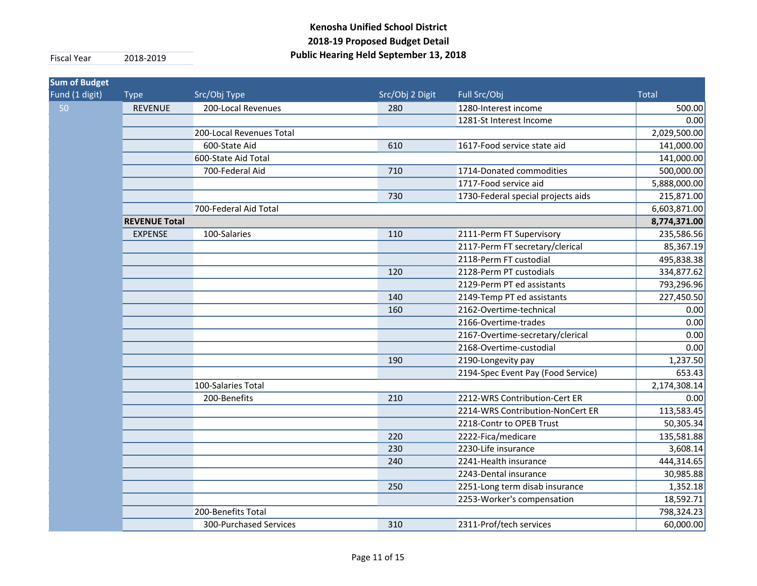# Kenosha Unified School District
## 2018-19 Proposed Budget Detail
### Public Hearing Held September 13, 2018

| Fiscal Year | 2018-2019 |
|---|---|

| Sum of Budget | | | | | |
|---|---|---|---|---|---|
| Fund (1 digit) | Type | Src/Obj Type | Src/Obj 2 Digit | Full Src/Obj | Total |
| 50 | REVENUE | 200-Local Revenues | 280 | 1280-Interest income | 500.00 |
| | | | | 1281-St Interest Income | 0.00 |
| | | 200-Local Revenues Total | | | 2,029,500.00 |
| | | 600-State Aid | 610 | 1617-Food service state aid | 141,000.00 |
| | | 600-State Aid Total | | | 141,000.00 |
| | | 700-Federal Aid | 710 | 1714-Donated commodities | 500,000.00 |
| | | | | 1717-Food service aid | 5,888,000.00 |
| | | | 730 | 1730-Federal special projects aids | 215,871.00 |
| | | 700-Federal Aid Total | | | 6,603,871.00 |
| | **REVENUE Total** | | | | **8,774,371.00** |
| | EXPENSE | 100-Salaries | 110 | 2111-Perm FT Supervisory | 235,586.56 |
| | | | | 2117-Perm FT secretary/clerical | 85,367.19 |
| | | | | 2118-Perm FT custodial | 495,838.38 |
| | | | 120 | 2128-Perm PT custodials | 334,877.62 |
| | | | | 2129-Perm PT ed assistants | 793,296.96 |
| | | | 140 | 2149-Temp PT ed assistants | 227,450.50 |
| | | | 160 | 2162-Overtime-technical | 0.00 |
| | | | | 2166-Overtime-trades | 0.00 |
| | | | | 2167-Overtime-secretary/clerical | 0.00 |
| | | | | 2168-Overtime-custodial | 0.00 |
| | | | 190 | 2190-Longevity pay | 1,237.50 |
| | | | | 2194-Spec Event Pay (Food Service) | 653.43 |
| | | 100-Salaries Total | | | 2,174,308.14 |
| | | 200-Benefits | 210 | 2212-WRS Contribution-Cert ER | 0.00 |
| | | | | 2214-WRS Contribution-NonCert ER | 113,583.45 |
| | | | | 2218-Contr to OPEB Trust | 50,305.34 |
| | | | 220 | 2222-Fica/medicare | 135,581.88 |
| | | | 230 | 2230-Life insurance | 3,608.14 |
| | | | 240 | 2241-Health insurance | 444,314.65 |
| | | | | 2243-Dental insurance | 30,985.88 |
| | | | 250 | 2251-Long term disab insurance | 1,352.18 |
| | | | | 2253-Worker's compensation | 18,592.71 |
| | | 200-Benefits Total | | | 798,324.23 |
| | | 300-Purchased Services | 310 | 2311-Prof/tech services | 60,000.00 |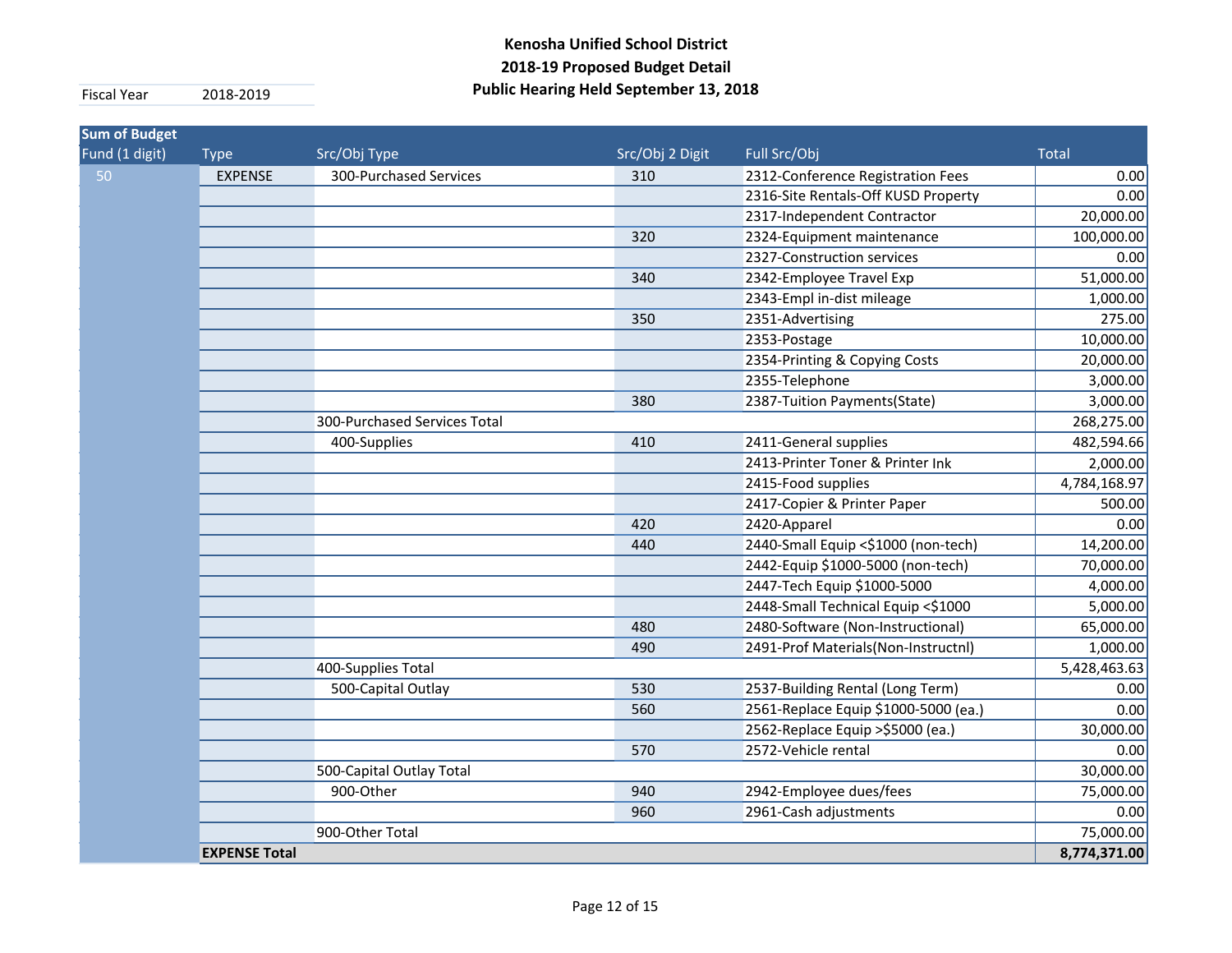**Kenosha Unified School District**
**2018-19 Proposed Budget Detail**
**Public Hearing Held September 13, 2018**

| Fiscal Year | 2018-2019 |
|---|---|

| Sum of Budget | | | | | |
|---|---|---|---|---|---|
| Fund (1 digit) | Type | Src/Obj Type | Src/Obj 2 Digit | Full Src/Obj | Total |
| 50 | EXPENSE | 300-Purchased Services | 310 | 2312-Conference Registration Fees | 0.00 |
| | | | | 2316-Site Rentals-Off KUSD Property | 0.00 |
| | | | | 2317-Independent Contractor | 20,000.00 |
| | | | 320 | 2324-Equipment maintenance | 100,000.00 |
| | | | | 2327-Construction services | 0.00 |
| | | | 340 | 2342-Employee Travel Exp | 51,000.00 |
| | | | | 2343-Empl in-dist mileage | 1,000.00 |
| | | | 350 | 2351-Advertising | 275.00 |
| | | | | 2353-Postage | 10,000.00 |
| | | | | 2354-Printing & Copying Costs | 20,000.00 |
| | | | | 2355-Telephone | 3,000.00 |
| | | | 380 | 2387-Tuition Payments(State) | 3,000.00 |
| | | 300-Purchased Services Total | | | 268,275.00 |
| | | 400-Supplies | 410 | 2411-General supplies | 482,594.66 |
| | | | | 2413-Printer Toner & Printer Ink | 2,000.00 |
| | | | | 2415-Food supplies | 4,784,168.97 |
| | | | | 2417-Copier & Printer Paper | 500.00 |
| | | | 420 | 2420-Apparel | 0.00 |
| | | | 440 | 2440-Small Equip <$1000 (non-tech) | 14,200.00 |
| | | | | 2442-Equip $1000-5000 (non-tech) | 70,000.00 |
| | | | | 2447-Tech Equip $1000-5000 | 4,000.00 |
| | | | | 2448-Small Technical Equip <$1000 | 5,000.00 |
| | | | 480 | 2480-Software (Non-Instructional) | 65,000.00 |
| | | | 490 | 2491-Prof Materials(Non-Instructnl) | 1,000.00 |
| | | 400-Supplies Total | | | 5,428,463.63 |
| | | 500-Capital Outlay | 530 | 2537-Building Rental (Long Term) | 0.00 |
| | | | 560 | 2561-Replace Equip $1000-5000 (ea.) | 0.00 |
| | | | | 2562-Replace Equip >$5000 (ea.) | 30,000.00 |
| | | | 570 | 2572-Vehicle rental | 0.00 |
| | | 500-Capital Outlay Total | | | 30,000.00 |
| | | 900-Other | 940 | 2942-Employee dues/fees | 75,000.00 |
| | | | 960 | 2961-Cash adjustments | 0.00 |
| | | 900-Other Total | | | 75,000.00 |
| | **EXPENSE Total** | | | | **8,774,371.00** |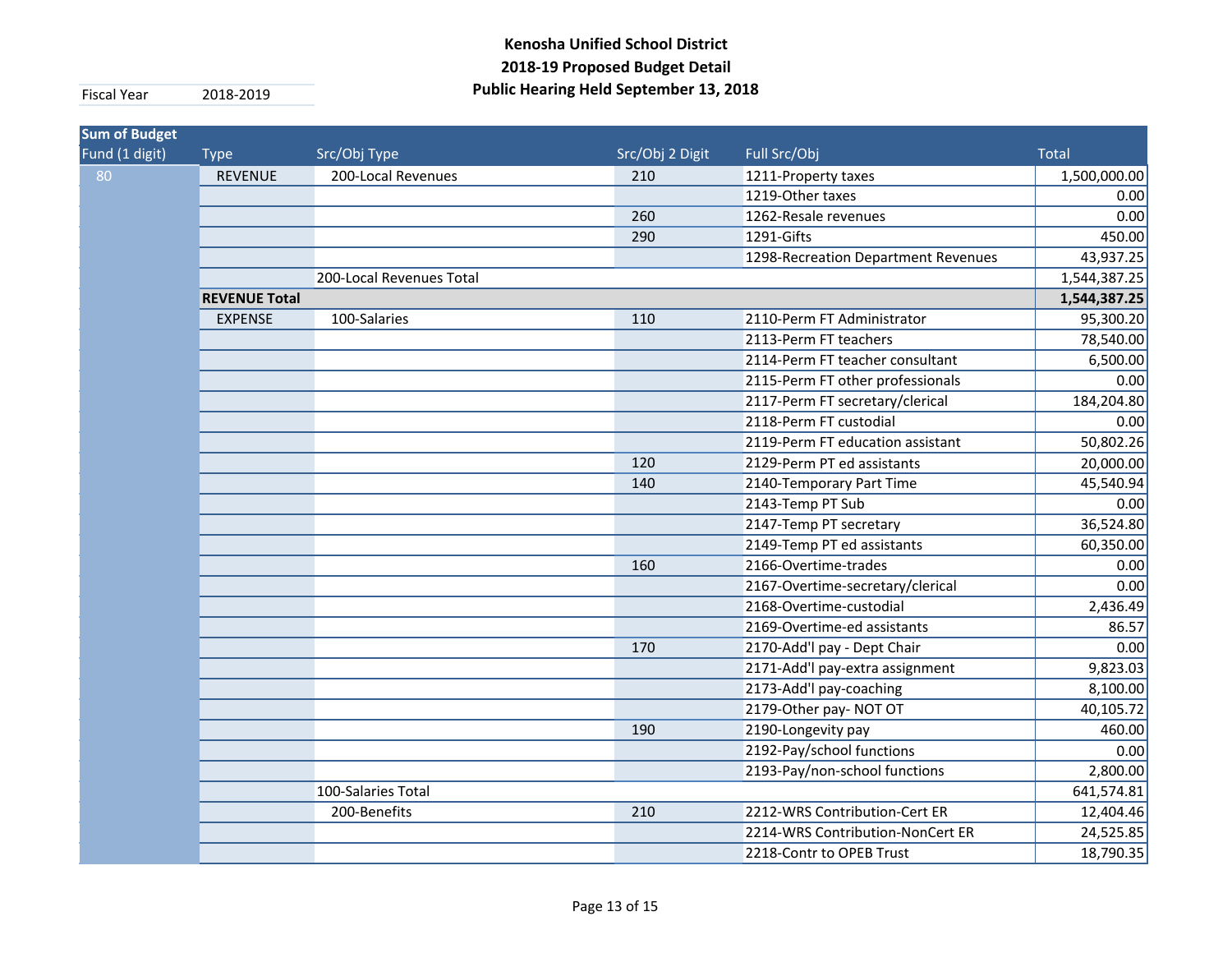**Kenosha Unified School District**
**2018-19 Proposed Budget Detail**
**Public Hearing Held September 13, 2018**

Fiscal Year 2018-2019

| Sum of Budget | | | | | |
|---|---|---|---|---|---|
| Fund (1 digit) | Type | Src/Obj Type | Src/Obj 2 Digit | Full Src/Obj | Total |
| 80 | REVENUE | 200-Local Revenues | 210 | 1211-Property taxes | 1,500,000.00 |
| | | | | 1219-Other taxes | 0.00 |
| | | | 260 | 1262-Resale revenues | 0.00 |
| | | | 290 | 1291-Gifts | 450.00 |
| | | | | 1298-Recreation Department Revenues | 43,937.25 |
| | | 200-Local Revenues Total | | | 1,544,387.25 |
| | **REVENUE Total** | | | | **1,544,387.25** |
| | EXPENSE | 100-Salaries | 110 | 2110-Perm FT Administrator | 95,300.20 |
| | | | | 2113-Perm FT teachers | 78,540.00 |
| | | | | 2114-Perm FT teacher consultant | 6,500.00 |
| | | | | 2115-Perm FT other professionals | 0.00 |
| | | | | 2117-Perm FT secretary/clerical | 184,204.80 |
| | | | | 2118-Perm FT custodial | 0.00 |
| | | | | 2119-Perm FT education assistant | 50,802.26 |
| | | | 120 | 2129-Perm PT ed assistants | 20,000.00 |
| | | | 140 | 2140-Temporary Part Time | 45,540.94 |
| | | | | 2143-Temp PT Sub | 0.00 |
| | | | | 2147-Temp PT secretary | 36,524.80 |
| | | | | 2149-Temp PT ed assistants | 60,350.00 |
| | | | 160 | 2166-Overtime-trades | 0.00 |
| | | | | 2167-Overtime-secretary/clerical | 0.00 |
| | | | | 2168-Overtime-custodial | 2,436.49 |
| | | | | 2169-Overtime-ed assistants | 86.57 |
| | | | 170 | 2170-Add'l pay - Dept Chair | 0.00 |
| | | | | 2171-Add'l pay-extra assignment | 9,823.03 |
| | | | | 2173-Add'l pay-coaching | 8,100.00 |
| | | | | 2179-Other pay- NOT OT | 40,105.72 |
| | | | 190 | 2190-Longevity pay | 460.00 |
| | | | | 2192-Pay/school functions | 0.00 |
| | | | | 2193-Pay/non-school functions | 2,800.00 |
| | | 100-Salaries Total | | | 641,574.81 |
| | | 200-Benefits | 210 | 2212-WRS Contribution-Cert ER | 12,404.46 |
| | | | | 2214-WRS Contribution-NonCert ER | 24,525.85 |
| | | | | 2218-Contr to OPEB Trust | 18,790.35 |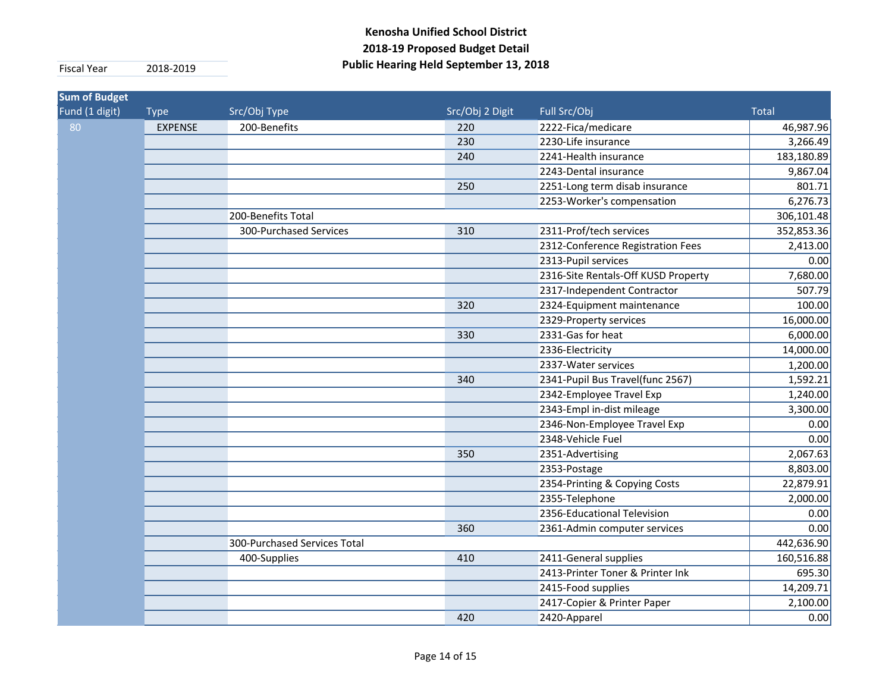# Kenosha Unified School District
## 2018-19 Proposed Budget Detail
## Public Hearing Held September 13, 2018

| Fiscal Year | 2018-2019 |
|---|---|

| Sum of Budget | | | | | |
|---|---|---|---|---|---|
| Fund (1 digit) | Type | Src/Obj Type | Src/Obj 2 Digit | Full Src/Obj | Total |
| 80 | EXPENSE | 200-Benefits | 220 | 2222-Fica/medicare | 46,987.96 |
| | | | 230 | 2230-Life insurance | 3,266.49 |
| | | | 240 | 2241-Health insurance | 183,180.89 |
| | | | | 2243-Dental insurance | 9,867.04 |
| | | | 250 | 2251-Long term disab insurance | 801.71 |
| | | | | 2253-Worker's compensation | 6,276.73 |
| | | 200-Benefits Total | | | 306,101.48 |
| | | 300-Purchased Services | 310 | 2311-Prof/tech services | 352,853.36 |
| | | | | 2312-Conference Registration Fees | 2,413.00 |
| | | | | 2313-Pupil services | 0.00 |
| | | | | 2316-Site Rentals-Off KUSD Property | 7,680.00 |
| | | | | 2317-Independent Contractor | 507.79 |
| | | | 320 | 2324-Equipment maintenance | 100.00 |
| | | | | 2329-Property services | 16,000.00 |
| | | | 330 | 2331-Gas for heat | 6,000.00 |
| | | | | 2336-Electricity | 14,000.00 |
| | | | | 2337-Water services | 1,200.00 |
| | | | 340 | 2341-Pupil Bus Travel(func 2567) | 1,592.21 |
| | | | | 2342-Employee Travel Exp | 1,240.00 |
| | | | | 2343-Empl in-dist mileage | 3,300.00 |
| | | | | 2346-Non-Employee Travel Exp | 0.00 |
| | | | | 2348-Vehicle Fuel | 0.00 |
| | | | 350 | 2351-Advertising | 2,067.63 |
| | | | | 2353-Postage | 8,803.00 |
| | | | | 2354-Printing & Copying Costs | 22,879.91 |
| | | | | 2355-Telephone | 2,000.00 |
| | | | | 2356-Educational Television | 0.00 |
| | | | 360 | 2361-Admin computer services | 0.00 |
| | | 300-Purchased Services Total | | | 442,636.90 |
| | | 400-Supplies | 410 | 2411-General supplies | 160,516.88 |
| | | | | 2413-Printer Toner & Printer Ink | 695.30 |
| | | | | 2415-Food supplies | 14,209.71 |
| | | | | 2417-Copier & Printer Paper | 2,100.00 |
| | | | 420 | 2420-Apparel | 0.00 |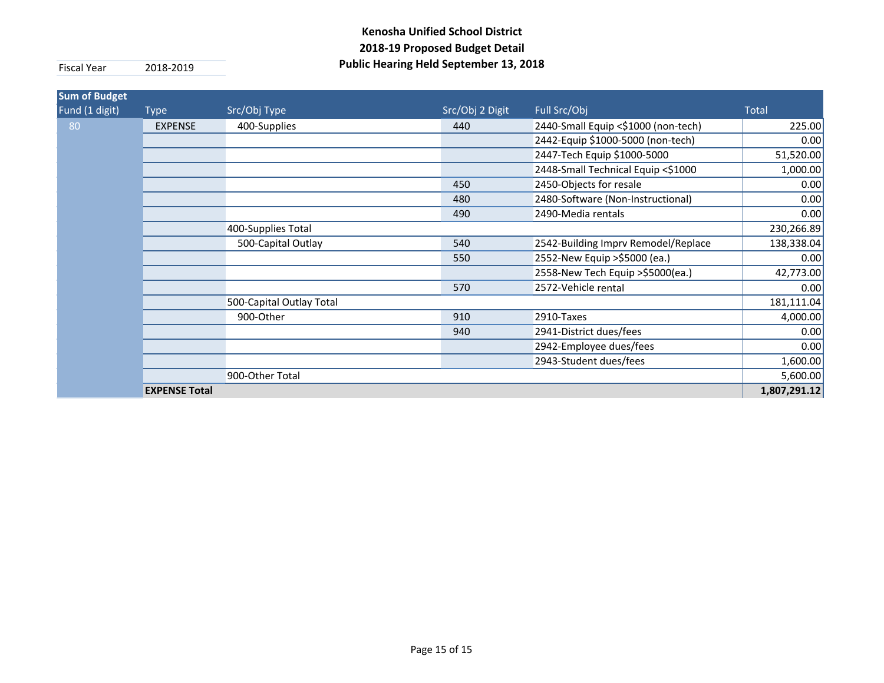**Kenosha Unified School District**
**2018-19 Proposed Budget Detail**
**Public Hearing Held September 13, 2018**

| Fiscal Year | 2018-2019 |
|---|---|

| Sum of Budget | | | | | |
|---|---|---|---|---|---|
| Fund (1 digit) | Type | Src/Obj Type | Src/Obj 2 Digit | Full Src/Obj | Total |
| 80 | EXPENSE | 400-Supplies | 440 | 2440-Small Equip <$1000 (non-tech) | 225.00 |
| | | | | 2442-Equip $1000-5000 (non-tech) | 0.00 |
| | | | | 2447-Tech Equip $1000-5000 | 51,520.00 |
| | | | | 2448-Small Technical Equip <$1000 | 1,000.00 |
| | | | 450 | 2450-Objects for resale | 0.00 |
| | | | 480 | 2480-Software (Non-Instructional) | 0.00 |
| | | | 490 | 2490-Media rentals | 0.00 |
| | | 400-Supplies Total | | | 230,266.89 |
| | | 500-Capital Outlay | 540 | 2542-Building Imprv Remodel/Replace | 138,338.04 |
| | | | 550 | 2552-New Equip >$5000 (ea.) | 0.00 |
| | | | | 2558-New Tech Equip >$5000(ea.) | 42,773.00 |
| | | | 570 | 2572-Vehicle rental | 0.00 |
| | | 500-Capital Outlay Total | | | 181,111.04 |
| | | 900-Other | 910 | 2910-Taxes | 4,000.00 |
| | | | 940 | 2941-District dues/fees | 0.00 |
| | | | | 2942-Employee dues/fees | 0.00 |
| | | | | 2943-Student dues/fees | 1,600.00 |
| | | 900-Other Total | | | 5,600.00 |
| | **EXPENSE Total** | | | | **1,807,291.12** |